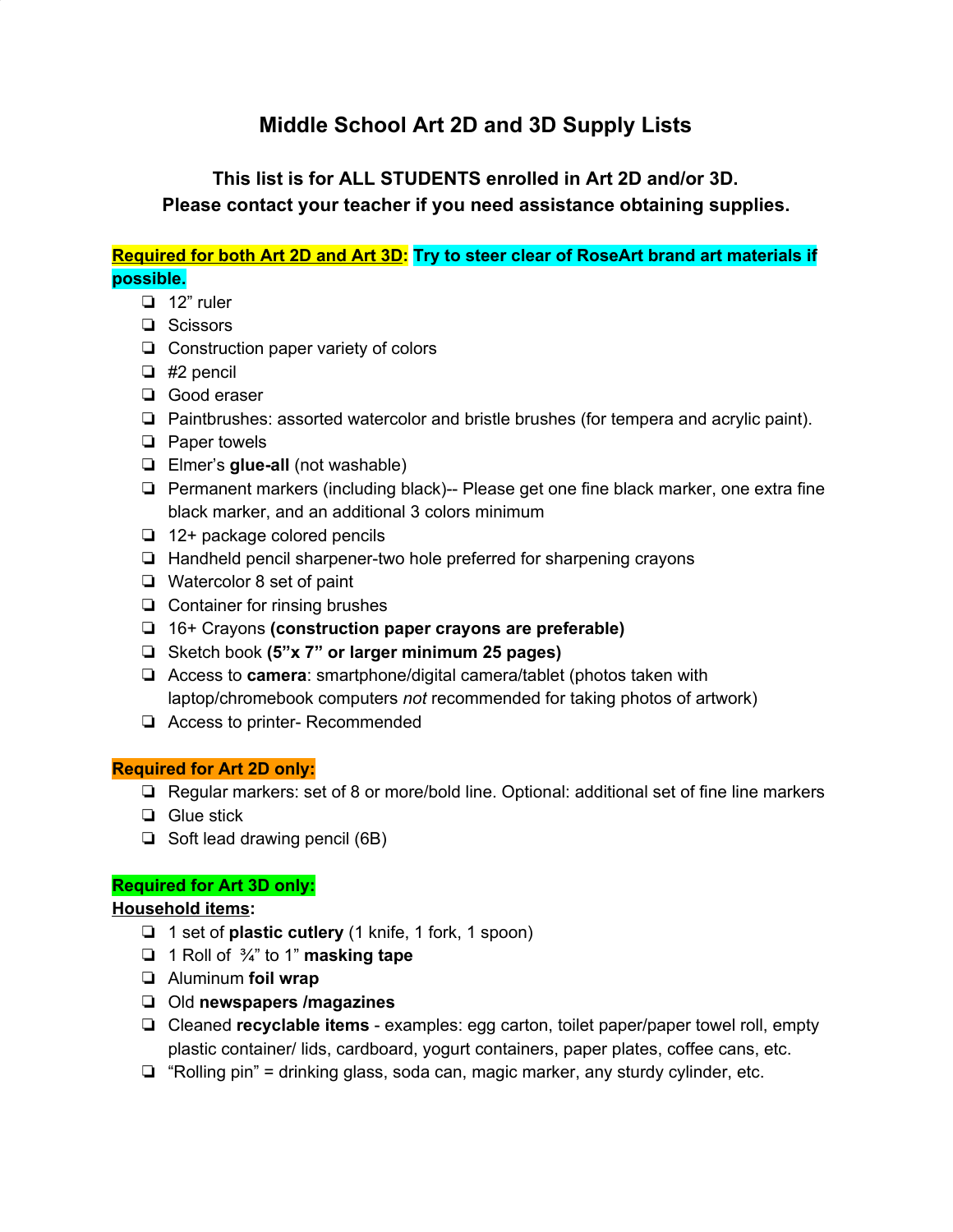# Middle School Art 2D and 3D Supply Lists

**This list is for ALL STUDENTS enrolled in Art 2D and/or 3D.**
**Please contact your teacher if you need assistance obtaining supplies.**

**Required for both Art 2D and Art 3D: Try to steer clear of RoseArt brand art materials if possible.**

- 12" ruler
- Scissors
- Construction paper variety of colors
- #2 pencil
- Good eraser
- Paintbrushes: assorted watercolor and bristle brushes (for tempera and acrylic paint).
- Paper towels
- Elmer's **glue-all** (not washable)
- Permanent markers (including black)-- Please get one fine black marker, one extra fine black marker, and an additional 3 colors minimum
- 12+ package colored pencils
- Handheld pencil sharpener-two hole preferred for sharpening crayons
- Watercolor 8 set of paint
- Container for rinsing brushes
- 16+ Crayons **(construction paper crayons are preferable)**
- Sketch book **(5"x 7" or larger minimum 25 pages)**
- Access to **camera**: smartphone/digital camera/tablet (photos taken with laptop/chromebook computers *not* recommended for taking photos of artwork)
- Access to printer- Recommended

**Required for Art 2D only:**

- Regular markers: set of 8 or more/bold line. Optional: additional set of fine line markers
- Glue stick
- Soft lead drawing pencil (6B)

**Required for Art 3D only:**

**Household items:**

- 1 set of **plastic cutlery** (1 knife, 1 fork, 1 spoon)
- 1 Roll of ¾" to 1" **masking tape**
- Aluminum **foil wrap**
- Old **newspapers /magazines**
- Cleaned **recyclable items** - examples: egg carton, toilet paper/paper towel roll, empty plastic container/ lids, cardboard, yogurt containers, paper plates, coffee cans, etc.
- "Rolling pin" = drinking glass, soda can, magic marker, any sturdy cylinder, etc.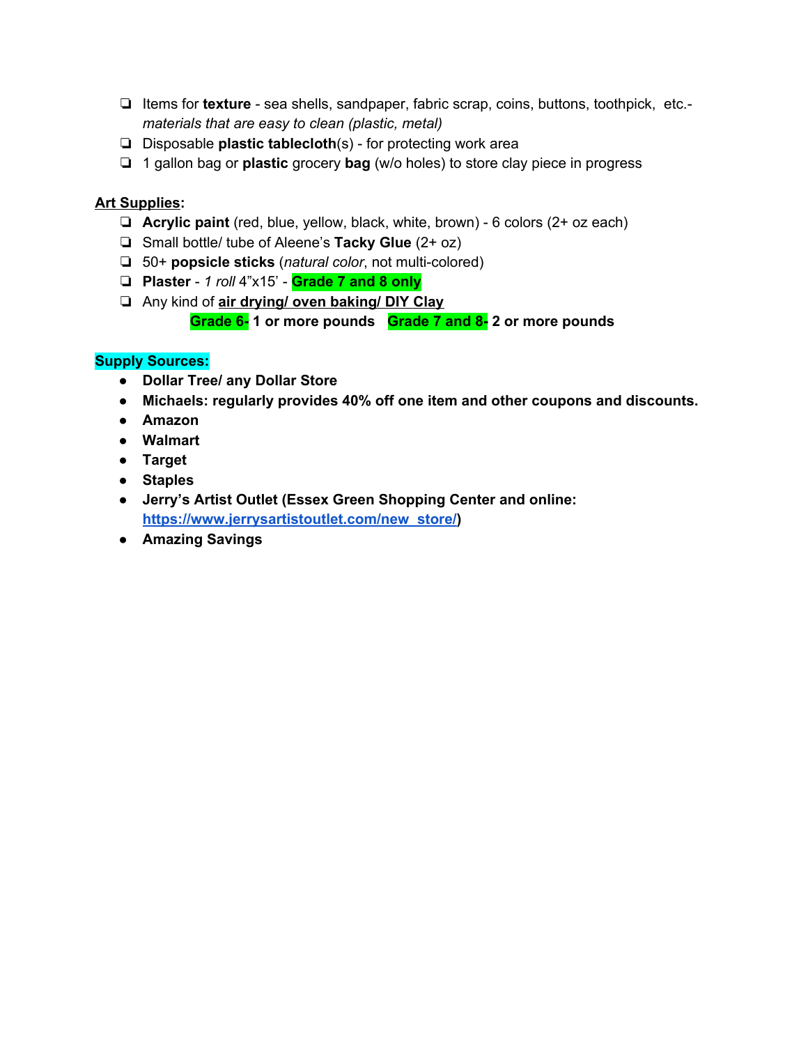- [ ] Items for **texture** - sea shells, sandpaper, fabric scrap, coins, buttons, toothpick, etc.- *materials that are easy to clean (plastic, metal)*
- [ ] Disposable **plastic tablecloth**(s) - for protecting work area
- [ ] 1 gallon bag or **plastic** grocery **bag** (w/o holes) to store clay piece in progress

**Art Supplies**:

- [ ] **Acrylic paint** (red, blue, yellow, black, white, brown) - 6 colors (2+ oz each)
- [ ] Small bottle/ tube of Aleene's **Tacky Glue** (2+ oz)
- [ ] 50+ **popsicle sticks** (*natural color*, not multi-colored)
- [ ] **Plaster** - *1 roll* 4"x15' - **Grade 7 and 8 only**
- [ ] Any kind of **air drying/ oven baking/ DIY Clay**
  **Grade 6- 1 or more pounds**   **Grade 7 and 8- 2 or more pounds**

**Supply Sources:**

- **Dollar Tree/ any Dollar Store**
- **Michaels: regularly provides 40% off one item and other coupons and discounts.**
- **Amazon**
- **Walmart**
- **Target**
- **Staples**
- **Jerry's Artist Outlet (Essex Green Shopping Center and online: [https://www.jerrysartistoutlet.com/new_store/](https://www.jerrysartistoutlet.com/new_store/))**
- **Amazing Savings**